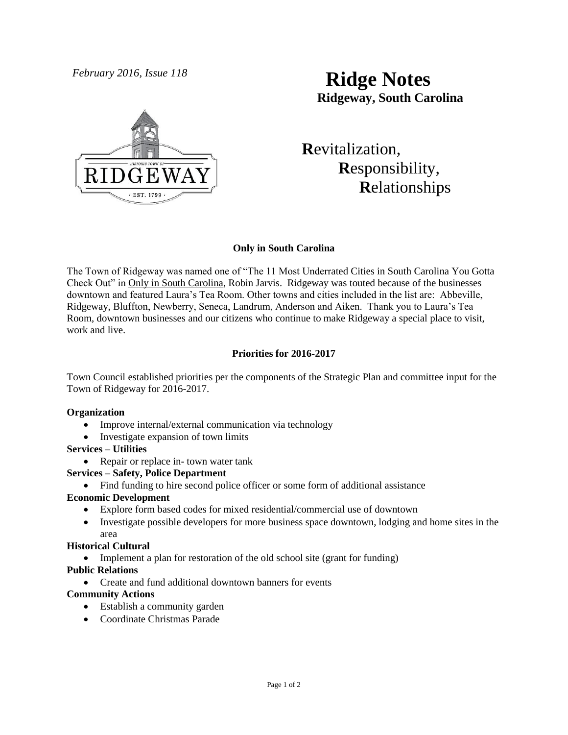*February 2016, Issue 118*

# Ridge Notes

**Ridgeway, South Carolina**

**R**evitalization,
**R**esponsibility,
**R**elationships

### Only in South Carolina

The Town of Ridgeway was named one of "The 11 Most Underrated Cities in South Carolina You Gotta Check Out" in Only in South Carolina, Robin Jarvis. Ridgeway was touted because of the businesses downtown and featured Laura's Tea Room. Other towns and cities included in the list are: Abbeville, Ridgeway, Bluffton, Newberry, Seneca, Landrum, Anderson and Aiken. Thank you to Laura's Tea Room, downtown businesses and our citizens who continue to make Ridgeway a special place to visit, work and live.

### Priorities for 2016-2017

Town Council established priorities per the components of the Strategic Plan and committee input for the Town of Ridgeway for 2016-2017.

**Organization**

- Improve internal/external communication via technology
- Investigate expansion of town limits

**Services – Utilities**

- Repair or replace in- town water tank

**Services – Safety, Police Department**

- Find funding to hire second police officer or some form of additional assistance

**Economic Development**

- Explore form based codes for mixed residential/commercial use of downtown
- Investigate possible developers for more business space downtown, lodging and home sites in the area

**Historical Cultural**

- Implement a plan for restoration of the old school site (grant for funding)

**Public Relations**

- Create and fund additional downtown banners for events

**Community Actions**

- Establish a community garden
- Coordinate Christmas Parade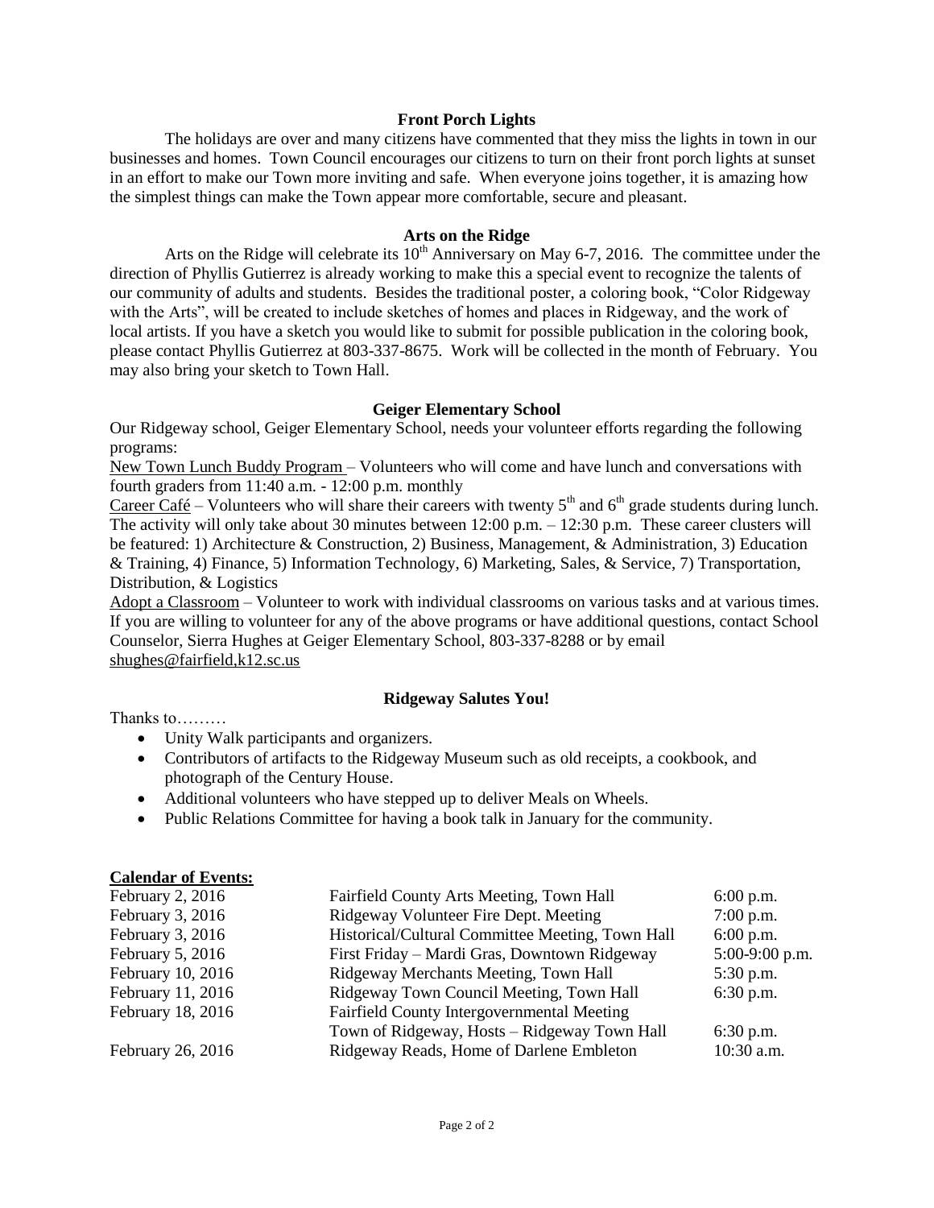### Front Porch Lights

The holidays are over and many citizens have commented that they miss the lights in town in our businesses and homes. Town Council encourages our citizens to turn on their front porch lights at sunset in an effort to make our Town more inviting and safe. When everyone joins together, it is amazing how the simplest things can make the Town appear more comfortable, secure and pleasant.

### Arts on the Ridge

Arts on the Ridge will celebrate its 10th Anniversary on May 6-7, 2016. The committee under the direction of Phyllis Gutierrez is already working to make this a special event to recognize the talents of our community of adults and students. Besides the traditional poster, a coloring book, "Color Ridgeway with the Arts", will be created to include sketches of homes and places in Ridgeway, and the work of local artists. If you have a sketch you would like to submit for possible publication in the coloring book, please contact Phyllis Gutierrez at 803-337-8675. Work will be collected in the month of February. You may also bring your sketch to Town Hall.

### Geiger Elementary School

Our Ridgeway school, Geiger Elementary School, needs your volunteer efforts regarding the following programs:

New Town Lunch Buddy Program – Volunteers who will come and have lunch and conversations with fourth graders from 11:40 a.m. - 12:00 p.m. monthly

Career Café – Volunteers who will share their careers with twenty 5th and 6th grade students during lunch. The activity will only take about 30 minutes between 12:00 p.m. – 12:30 p.m. These career clusters will be featured: 1) Architecture & Construction, 2) Business, Management, & Administration, 3) Education & Training, 4) Finance, 5) Information Technology, 6) Marketing, Sales, & Service, 7) Transportation, Distribution, & Logistics

Adopt a Classroom – Volunteer to work with individual classrooms on various tasks and at various times. If you are willing to volunteer for any of the above programs or have additional questions, contact School Counselor, Sierra Hughes at Geiger Elementary School, 803-337-8288 or by email shughes@fairfield,k12.sc.us

### Ridgeway Salutes You!

Thanks to………

- Unity Walk participants and organizers.
- Contributors of artifacts to the Ridgeway Museum such as old receipts, a cookbook, and photograph of the Century House.
- Additional volunteers who have stepped up to deliver Meals on Wheels.
- Public Relations Committee for having a book talk in January for the community.

**Calendar of Events:**

| | | |
|---|---|---|
| February 2, 2016 | Fairfield County Arts Meeting, Town Hall | 6:00 p.m. |
| February 3, 2016 | Ridgeway Volunteer Fire Dept. Meeting | 7:00 p.m. |
| February 3, 2016 | Historical/Cultural Committee Meeting, Town Hall | 6:00 p.m. |
| February 5, 2016 | First Friday – Mardi Gras, Downtown Ridgeway | 5:00-9:00 p.m. |
| February 10, 2016 | Ridgeway Merchants Meeting, Town Hall | 5:30 p.m. |
| February 11, 2016 | Ridgeway Town Council Meeting, Town Hall | 6:30 p.m. |
| February 18, 2016 | Fairfield County Intergovernmental Meeting Town of Ridgeway, Hosts – Ridgeway Town Hall | 6:30 p.m. |
| February 26, 2016 | Ridgeway Reads, Home of Darlene Embleton | 10:30 a.m. |